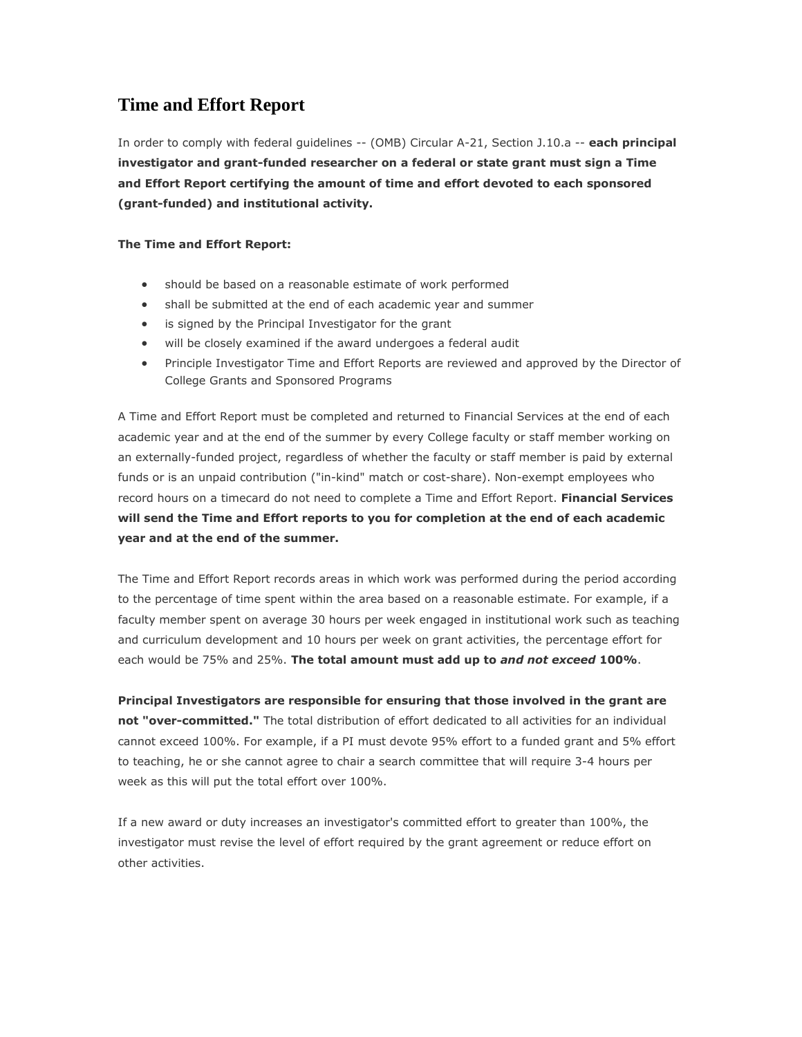# Time and Effort Report

In order to comply with federal guidelines -- (OMB) Circular A-21, Section J.10.a -- **each principal investigator and grant-funded researcher on a federal or state grant must sign a Time and Effort Report certifying the amount of time and effort devoted to each sponsored (grant-funded) and institutional activity.**

**The Time and Effort Report:**

- should be based on a reasonable estimate of work performed
- shall be submitted at the end of each academic year and summer
- is signed by the Principal Investigator for the grant
- will be closely examined if the award undergoes a federal audit
- Principle Investigator Time and Effort Reports are reviewed and approved by the Director of College Grants and Sponsored Programs

A Time and Effort Report must be completed and returned to Financial Services at the end of each academic year and at the end of the summer by every College faculty or staff member working on an externally-funded project, regardless of whether the faculty or staff member is paid by external funds or is an unpaid contribution ("in-kind" match or cost-share). Non-exempt employees who record hours on a timecard do not need to complete a Time and Effort Report. **Financial Services will send the Time and Effort reports to you for completion at the end of each academic year and at the end of the summer.**

The Time and Effort Report records areas in which work was performed during the period according to the percentage of time spent within the area based on a reasonable estimate. For example, if a faculty member spent on average 30 hours per week engaged in institutional work such as teaching and curriculum development and 10 hours per week on grant activities, the percentage effort for each would be 75% and 25%. **The total amount must add up to *and not exceed* 100%**.

**Principal Investigators are responsible for ensuring that those involved in the grant are not "over-committed."** The total distribution of effort dedicated to all activities for an individual cannot exceed 100%. For example, if a PI must devote 95% effort to a funded grant and 5% effort to teaching, he or she cannot agree to chair a search committee that will require 3-4 hours per week as this will put the total effort over 100%.

If a new award or duty increases an investigator's committed effort to greater than 100%, the investigator must revise the level of effort required by the grant agreement or reduce effort on other activities.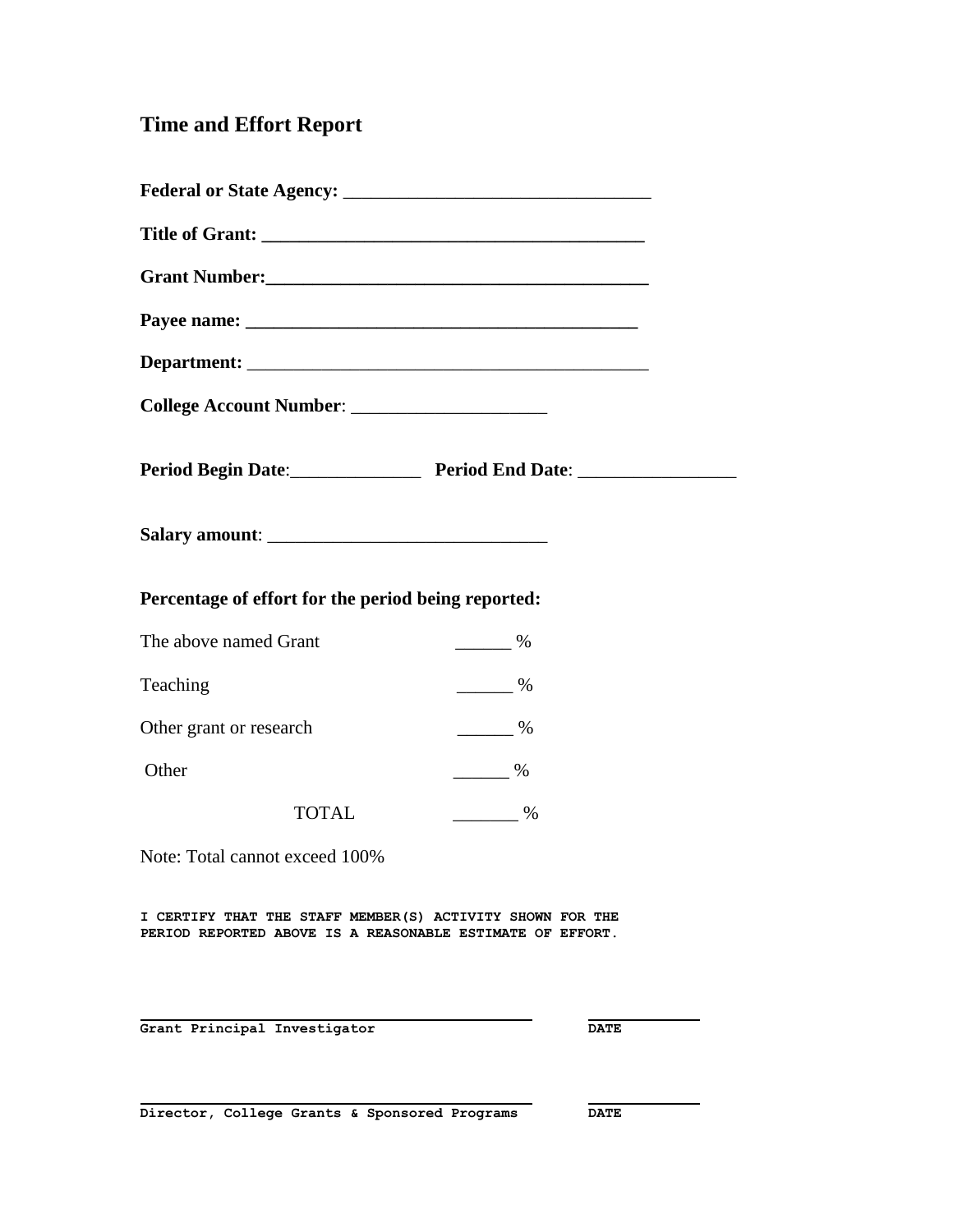# Time and Effort Report

**Federal or State Agency:** _________________________________

**Title of Grant:** _________________________________________

**Grant Number:**_________________________________________

**Payee name:** ___________________________________________

**Department:** ___________________________________________

**College Account Number**: _____________________

**Period Begin Date**:______________ **Period End Date**: _________________

**Salary amount**: ______________________________

**Percentage of effort for the period being reported:**

| | |
|---|---|
| The above named Grant | ______ % |
| Teaching | ______ % |
| Other grant or research | ______ % |
| Other | ______ % |
| TOTAL | _______ % |

Note: Total cannot exceed 100%

**I CERTIFY THAT THE STAFF MEMBER(S) ACTIVITY SHOWN FOR THE PERIOD REPORTED ABOVE IS A REASONABLE ESTIMATE OF EFFORT.**

_____________________________________________ ____________

**Grant Principal Investigator** **DATE**

_____________________________________________ ____________

**Director, College Grants & Sponsored Programs** **DATE**